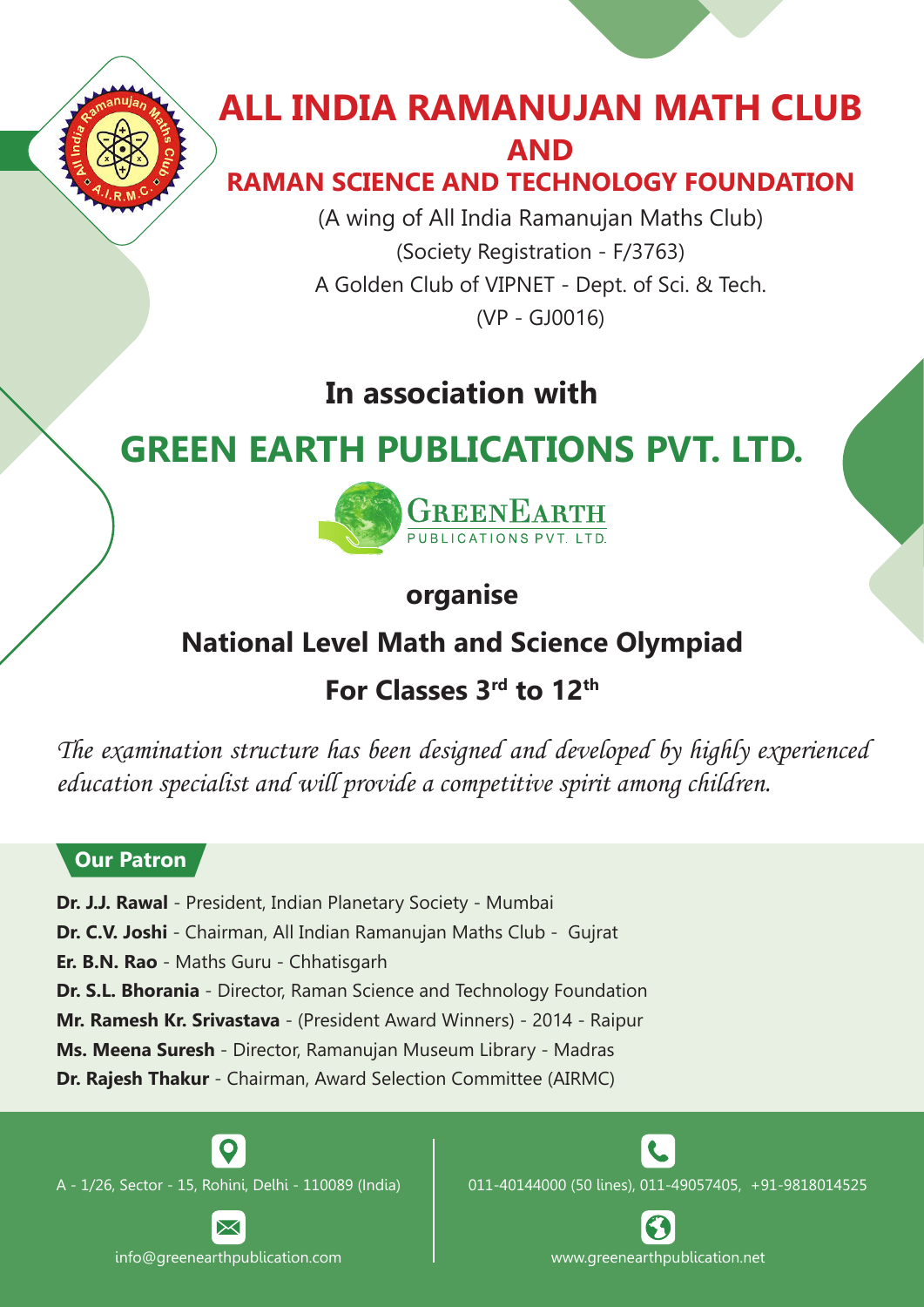# ALL INDIA RAMANUJAN MATH CLUB

## AND

## RAMAN SCIENCE AND TECHNOLOGY FOUNDATION

(A wing of All India Ramanujan Maths Club)

(Society Registration - F/3763)

A Golden Club of VIPNET - Dept. of Sci. & Tech.

(VP - GJ0016)

### In association with

## GREEN EARTH PUBLICATIONS PVT. LTD.

GREENEARTH PUBLICATIONS PVT. LTD.

### organise

### National Level Math and Science Olympiad

### For Classes 3rd to 12th

*The examination structure has been designed and developed by highly experienced education specialist and will provide a competitive spirit among children.*

### Our Patron

**Dr. J.J. Rawal** - President, Indian Planetary Society - Mumbai
**Dr. C.V. Joshi** - Chairman, All Indian Ramanujan Maths Club - Gujrat
**Er. B.N. Rao** - Maths Guru - Chhatisgarh
**Dr. S.L. Bhorania** - Director, Raman Science and Technology Foundation
**Mr. Ramesh Kr. Srivastava** - (President Award Winners) - 2014 - Raipur
**Ms. Meena Suresh** - Director, Ramanujan Museum Library - Madras
**Dr. Rajesh Thakur** - Chairman, Award Selection Committee (AIRMC)

A - 1/26, Sector - 15, Rohini, Delhi - 110089 (India)

011-40144000 (50 lines), 011-49057405, +91-9818014525

info@greenearthpublication.com

www.greenearthpublication.net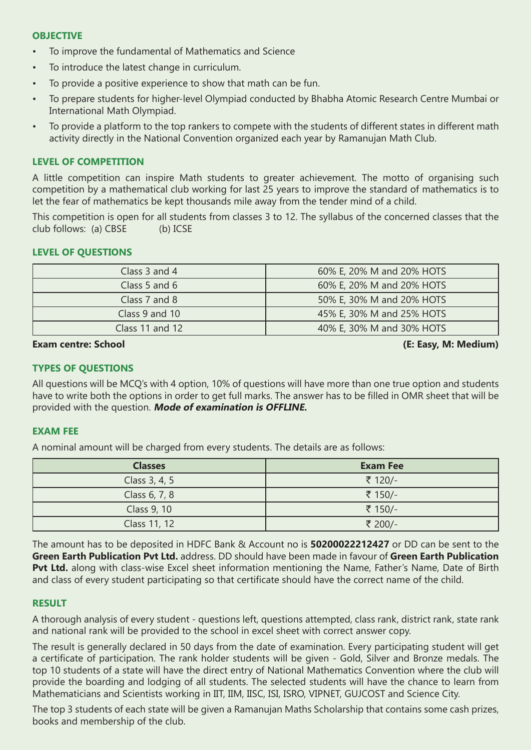## OBJECTIVE

- To improve the fundamental of Mathematics and Science
- To introduce the latest change in curriculum.
- To provide a positive experience to show that math can be fun.
- To prepare students for higher-level Olympiad conducted by Bhabha Atomic Research Centre Mumbai or International Math Olympiad.
- To provide a platform to the top rankers to compete with the students of different states in different math activity directly in the National Convention organized each year by Ramanujan Math Club.

## LEVEL OF COMPETITION

A little competition can inspire Math students to greater achievement. The motto of organising such competition by a mathematical club working for last 25 years to improve the standard of mathematics is to let the fear of mathematics be kept thousands mile away from the tender mind of a child.

This competition is open for all students from classes 3 to 12. The syllabus of the concerned classes that the club follows: (a) CBSE (b) ICSE

## LEVEL OF QUESTIONS

| | |
|---|---|
| Class 3 and 4 | 60% E, 20% M and 20% HOTS |
| Class 5 and 6 | 60% E, 20% M and 20% HOTS |
| Class 7 and 8 | 50% E, 30% M and 20% HOTS |
| Class 9 and 10 | 45% E, 30% M and 25% HOTS |
| Class 11 and 12 | 40% E, 30% M and 30% HOTS |

**Exam centre: School** **(E: Easy, M: Medium)**

## TYPES OF QUESTIONS

All questions will be MCQ's with 4 option, 10% of questions will have more than one true option and students have to write both the options in order to get full marks. The answer has to be filled in OMR sheet that will be provided with the question. ***Mode of examination is OFFLINE.***

## EXAM FEE

A nominal amount will be charged from every students. The details are as follows:

| Classes | Exam Fee |
|---|---|
| Class 3, 4, 5 | ₹ 120/- |
| Class 6, 7, 8 | ₹ 150/- |
| Class 9, 10 | ₹ 150/- |
| Class 11, 12 | ₹ 200/- |

The amount has to be deposited in HDFC Bank & Account no is **50200022212427** or DD can be sent to the **Green Earth Publication Pvt Ltd.** address. DD should have been made in favour of **Green Earth Publication Pvt Ltd.** along with class-wise Excel sheet information mentioning the Name, Father's Name, Date of Birth and class of every student participating so that certificate should have the correct name of the child.

## RESULT

A thorough analysis of every student - questions left, questions attempted, class rank, district rank, state rank and national rank will be provided to the school in excel sheet with correct answer copy.

The result is generally declared in 50 days from the date of examination. Every participating student will get a certificate of participation. The rank holder students will be given - Gold, Silver and Bronze medals. The top 10 students of a state will have the direct entry of National Mathematics Convention where the club will provide the boarding and lodging of all students. The selected students will have the chance to learn from Mathematicians and Scientists working in IIT, IIM, IISC, ISI, ISRO, VIPNET, GUJCOST and Science City.

The top 3 students of each state will be given a Ramanujan Maths Scholarship that contains some cash prizes, books and membership of the club.